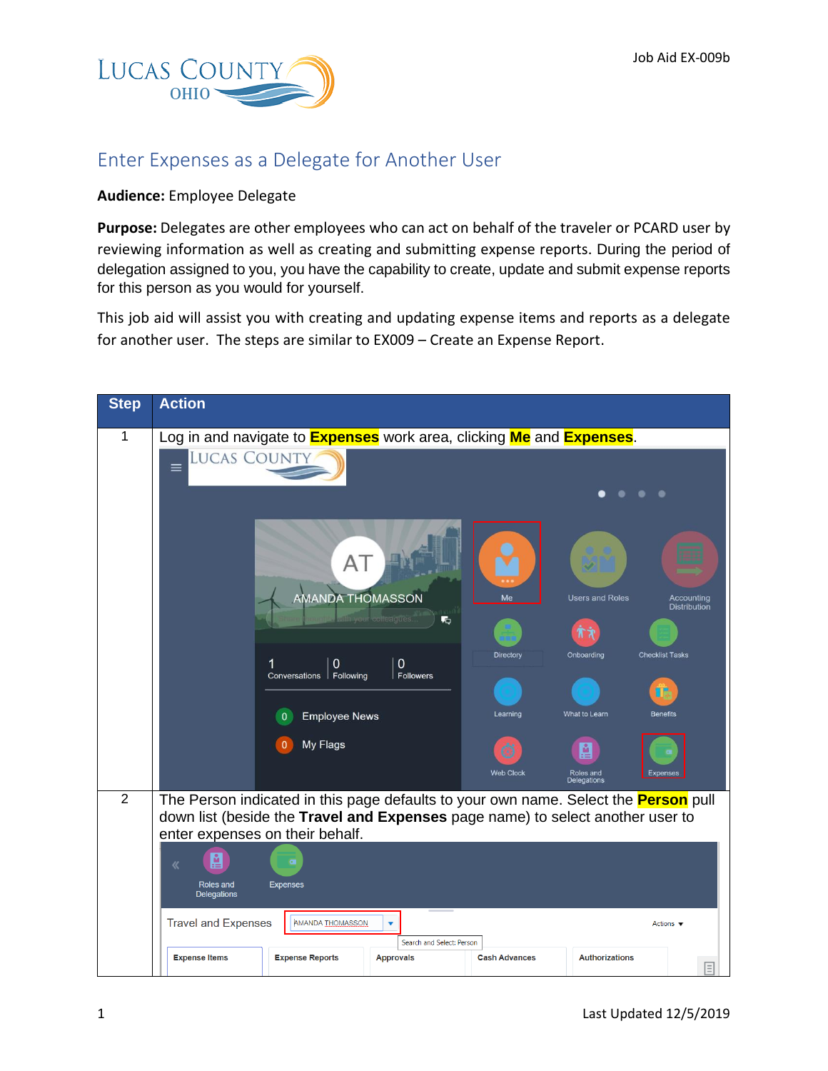# Enter Expenses as a Delegate for Another User

**Audience:** Employee Delegate

**Purpose:** Delegates are other employees who can act on behalf of the traveler or PCARD user by reviewing information as well as creating and submitting expense reports. During the period of delegation assigned to you, you have the capability to create, update and submit expense reports for this person as you would for yourself.

This job aid will assist you with creating and updating expense items and reports as a delegate for another user. The steps are similar to EX009 – Create an Expense Report.

| Step | Action |
|---|---|
| 1 | Log in and navigate to **Expenses** work area, clicking **Me** and **Expenses**. |
| 2 | The Person indicated in this page defaults to your own name. Select the **Person** pull down list (beside the **Travel and Expenses** page name) to select another user to enter expenses on their behalf. |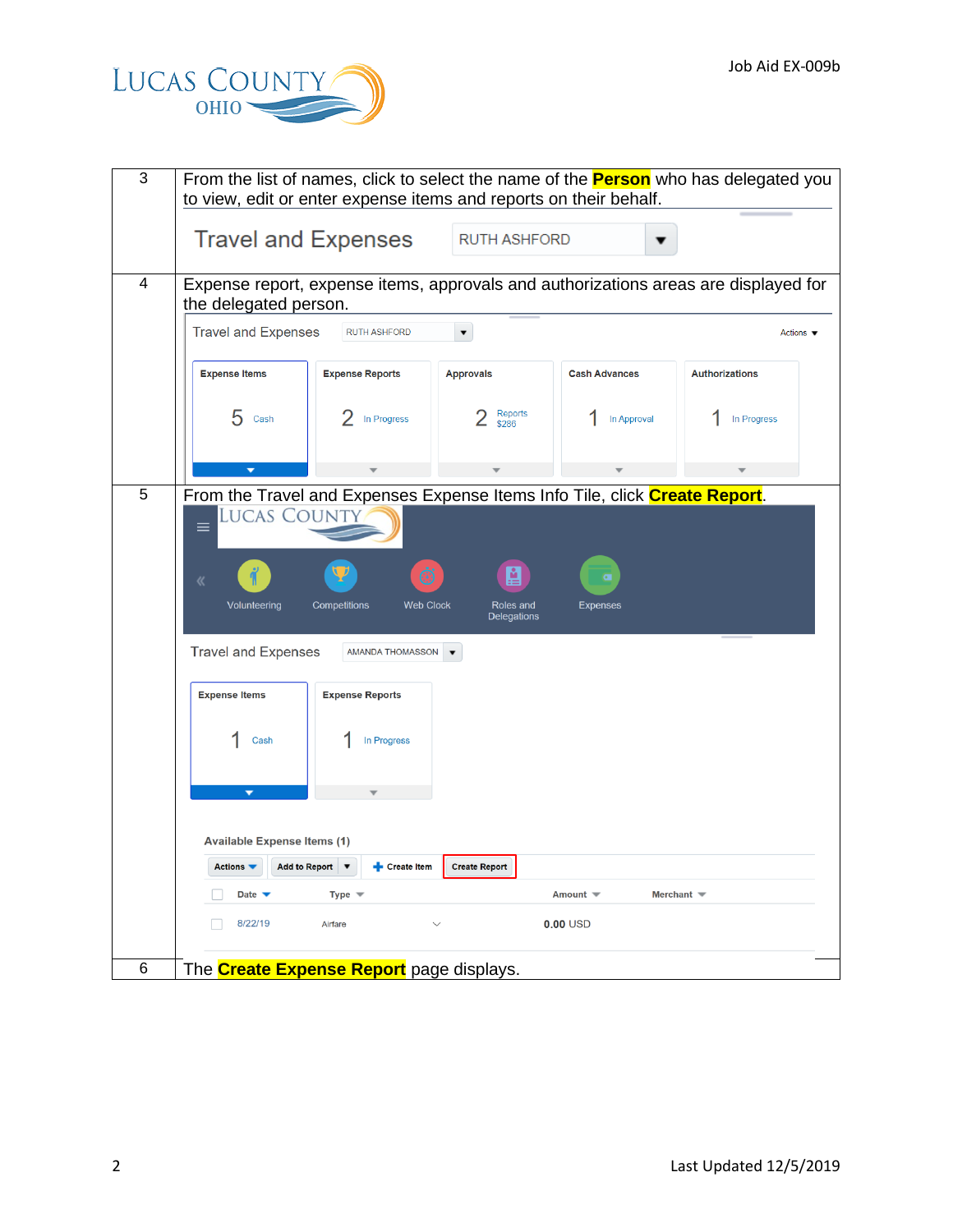| | |
|---|---|
| 3 | From the list of names, click to select the name of the **Person** who has delegated you to view, edit or enter expense items and reports on their behalf. |
| 4 | Expense report, expense items, approvals and authorizations areas are displayed for the delegated person. |
| 5 | From the Travel and Expenses Expense Items Info Tile, click **Create Report**. |
| 6 | The **Create Expense Report** page displays. |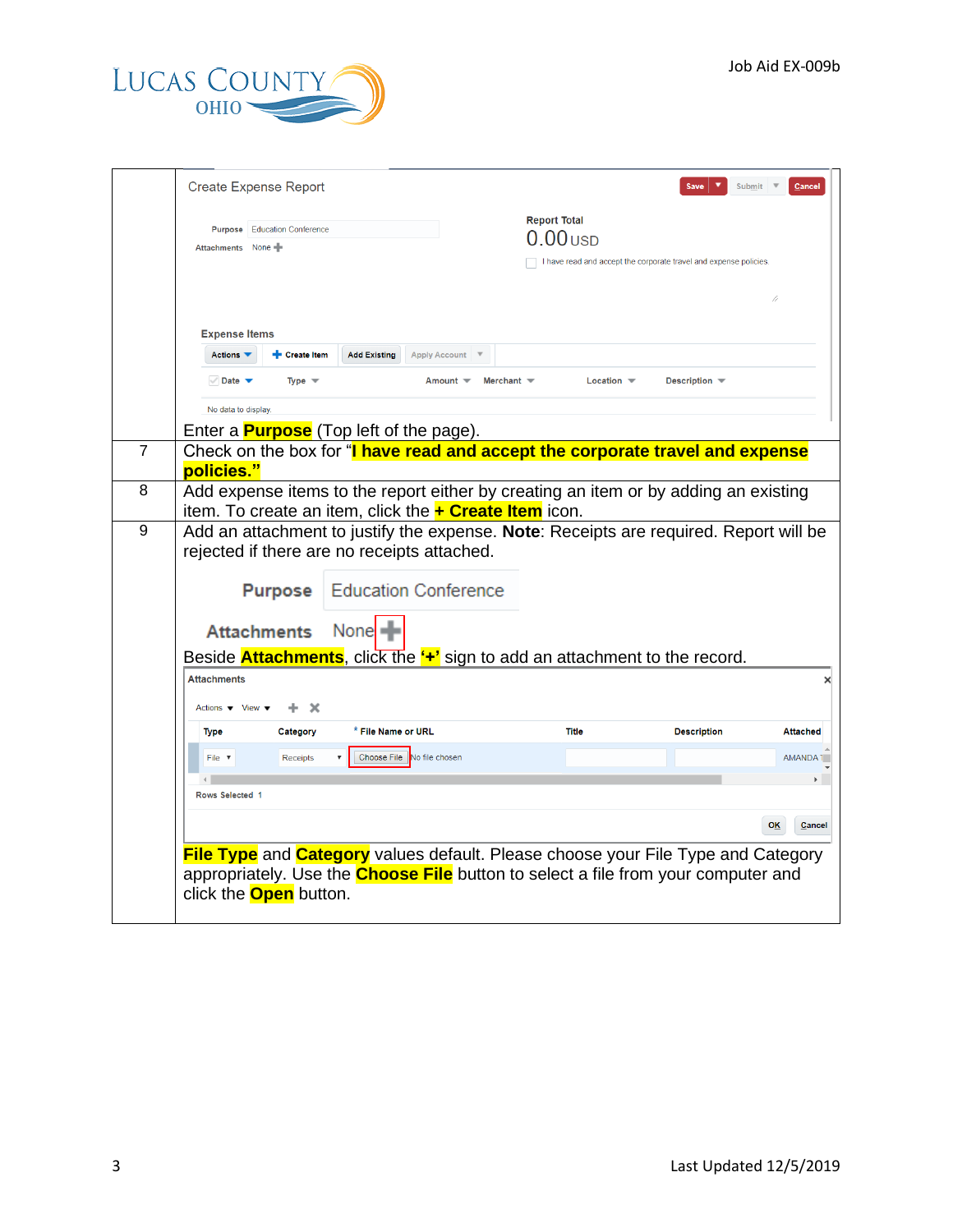| | |
|---|---|
| | Create Expense Report<br><br>Purpose Education Conference<br>Attachments None<br><br>Report Total<br>0.00 USD<br>I have read and accept the corporate travel and expense policies<br><br>Expense Items<br><br>No data to display<br><br>Enter a **Purpose** (Top left of the page). |
| 7 | Check on the box for "**I have read and accept the corporate travel and expense policies.**" |
| 8 | Add expense items to the report either by creating an item or by adding an existing item. To create an item, click the **+ Create Item** icon. |
| 9 | Add an attachment to justify the expense. **Note**: Receipts are required. Report will be rejected if there are no receipts attached.<br><br>Purpose Education Conference<br><br>Attachments None +<br><br>Beside **Attachments**, click the **'+'** sign to add an attachment to the record.<br><br>Attachments<br><br>Type: File, Category: Receipts, File Name or URL: Choose File No file chosen, Attached: AMANDA<br><br>Rows Selected 1<br><br>OK Cancel<br><br>**File Type** and **Category** values default. Please choose your File Type and Category appropriately. Use the **Choose File** button to select a file from your computer and click the **Open** button. |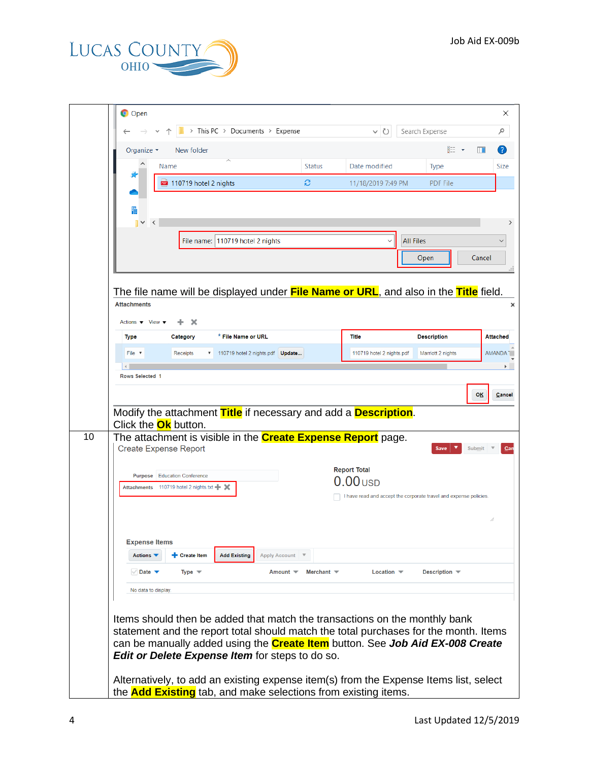| | |
|---|---|
| | The file name will be displayed under **File Name or URL**, and also in the **Title** field.<br><br>Modify the attachment **Title** if necessary and add a **Description**.<br>Click the **Ok** button. |
| 10 | The attachment is visible in the **Create Expense Report** page.<br><br>Items should then be added that match the transactions on the monthly bank statement and the report total should match the total purchases for the month. Items can be manually added using the **Create Item** button. See ***Job Aid EX-008 Create Edit or Delete Expense Item*** for steps to do so.<br><br>Alternatively, to add an existing expense item(s) from the Expense Items list, select the **Add Existing** tab, and make selections from existing items. |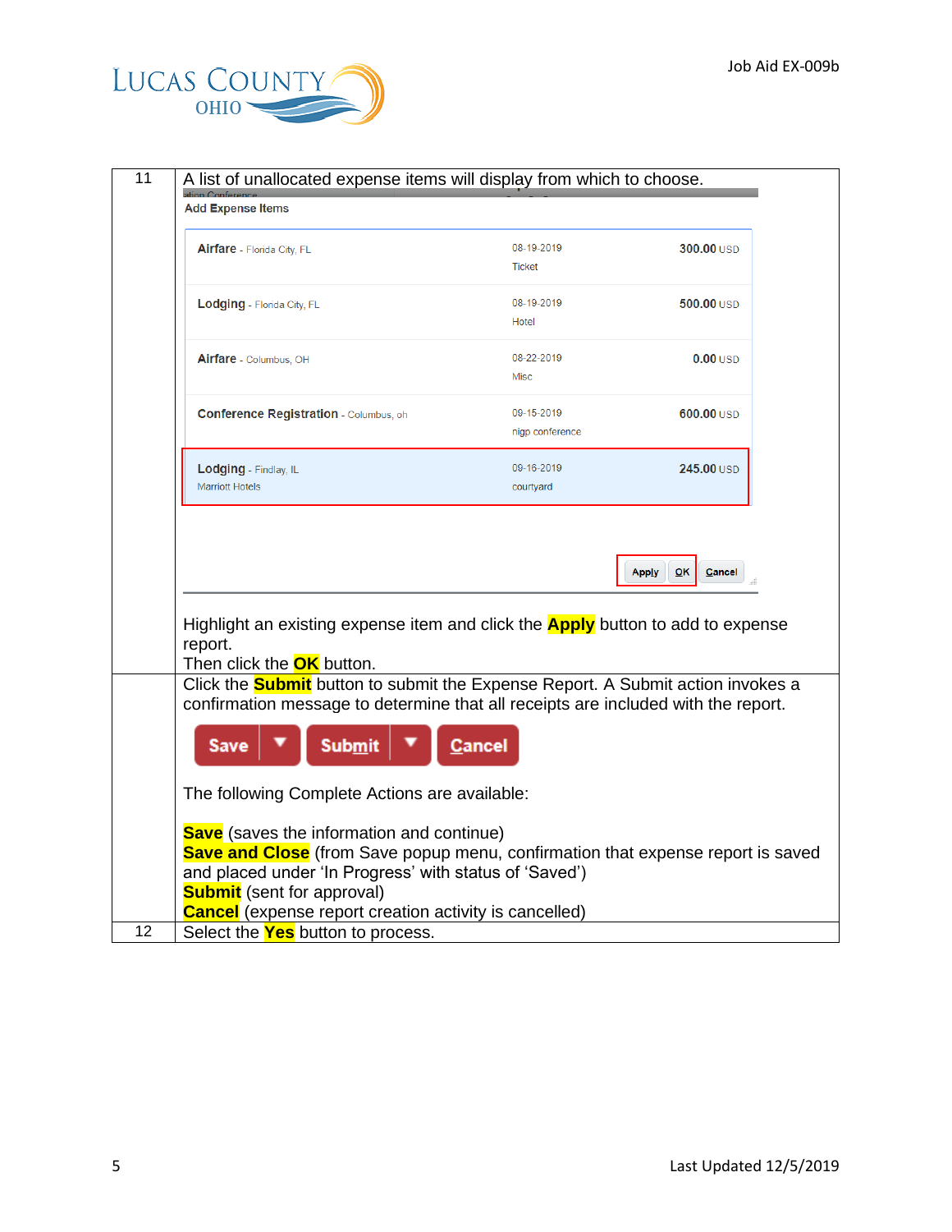| | |
|---|---|
| 11 | A list of unallocated expense items will display from which to choose.<br><br>**Add Expense Items**<br><br>**Airfare** - Florida City, FL — 08-19-2019 Ticket — **300.00** USD<br>**Lodging** - Florida City, FL — 08-19-2019 Hotel — **500.00** USD<br>**Airfare** - Columbus, OH — 08-22-2019 Misc — **0.00** USD<br>**Conference Registration** - Columbus, oh — 09-15-2019 nigp conference — **600.00** USD<br>**Lodging** - Findlay, IL Marriott Hotels — 09-16-2019 courtyard — **245.00** USD<br><br>Apply OK Cancel<br><br>Highlight an existing expense item and click the **Apply** button to add to expense report.<br>Then click the **OK** button. |
| | Click the **Submit** button to submit the Expense Report. A Submit action invokes a confirmation message to determine that all receipts are included with the report.<br><br>Save Submit Cancel<br><br>The following Complete Actions are available:<br><br>**Save** (saves the information and continue)<br>**Save and Close** (from Save popup menu, confirmation that expense report is saved and placed under 'In Progress' with status of 'Saved')<br>**Submit** (sent for approval)<br>**Cancel** (expense report creation activity is cancelled) |
| 12 | Select the **Yes** button to process. |